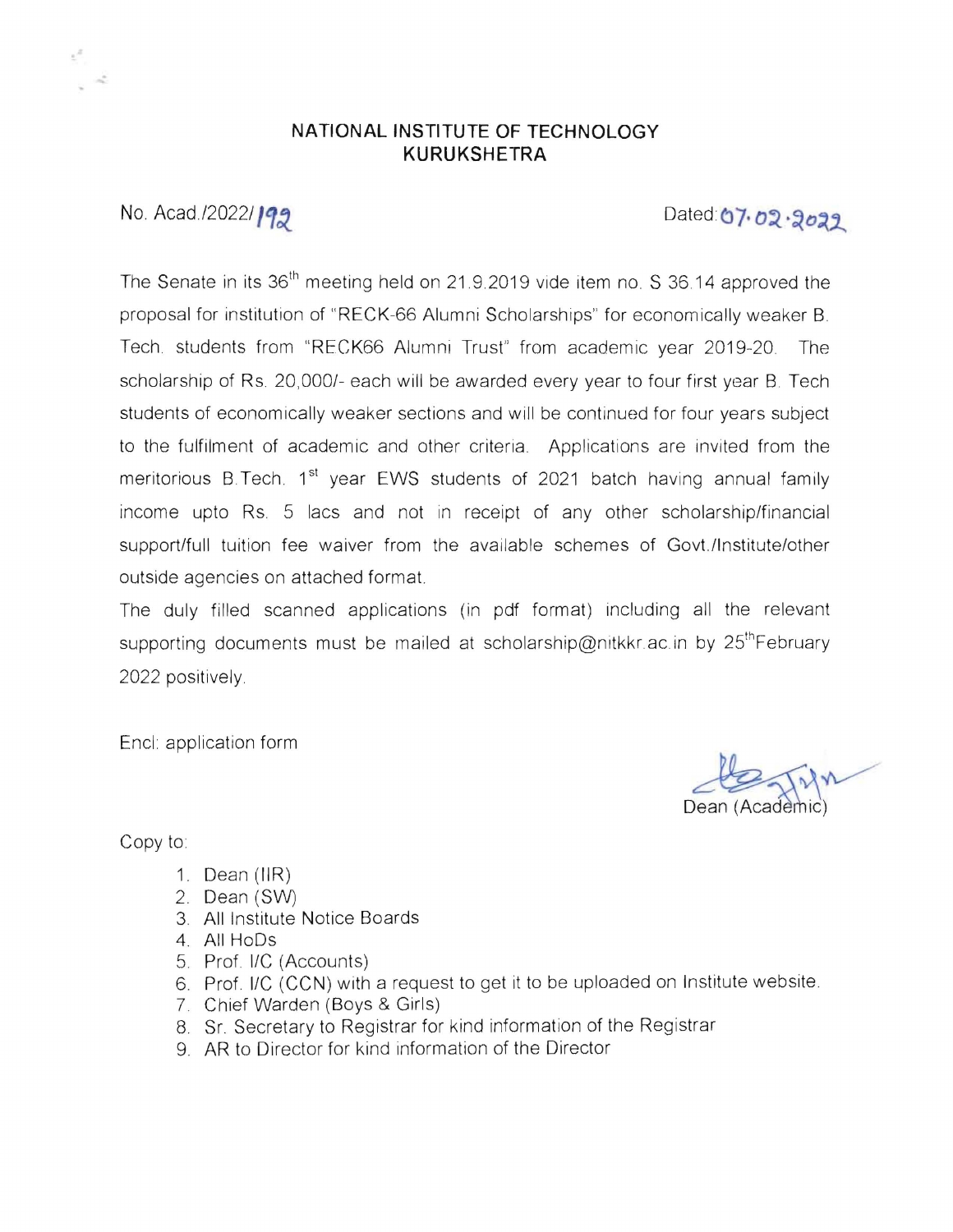# NATIONAL INSTITUTE OF TECHNOLOGY
# KURUKSHETRA

No. Acad./2022/192 Dated: 07.02.2022

The Senate in its 36th meeting held on 21.9.2019 vide item no. S 36.14 approved the proposal for institution of "RECK-66 Alumni Scholarships" for economically weaker B. Tech. students from "RECK66 Alumni Trust" from academic year 2019-20. The scholarship of Rs. 20,000/- each will be awarded every year to four first year B. Tech students of economically weaker sections and will be continued for four years subject to the fulfilment of academic and other criteria. Applications are invited from the meritorious B.Tech. 1st year EWS students of 2021 batch having annual family income upto Rs. 5 lacs and not in receipt of any other scholarship/financial support/full tuition fee waiver from the available schemes of Govt./Institute/other outside agencies on attached format.

The duly filled scanned applications (in pdf format) including all the relevant supporting documents must be mailed at scholarship@nitkkr.ac.in by 25th February 2022 positively.

Encl: application form

Dean (Academic)

Copy to:

1. Dean (IIR)
2. Dean (SW)
3. All Institute Notice Boards
4. All HoDs
5. Prof. I/C (Accounts)
6. Prof. I/C (CCN) with a request to get it to be uploaded on Institute website.
7. Chief Warden (Boys & Girls)
8. Sr. Secretary to Registrar for kind information of the Registrar
9. AR to Director for kind information of the Director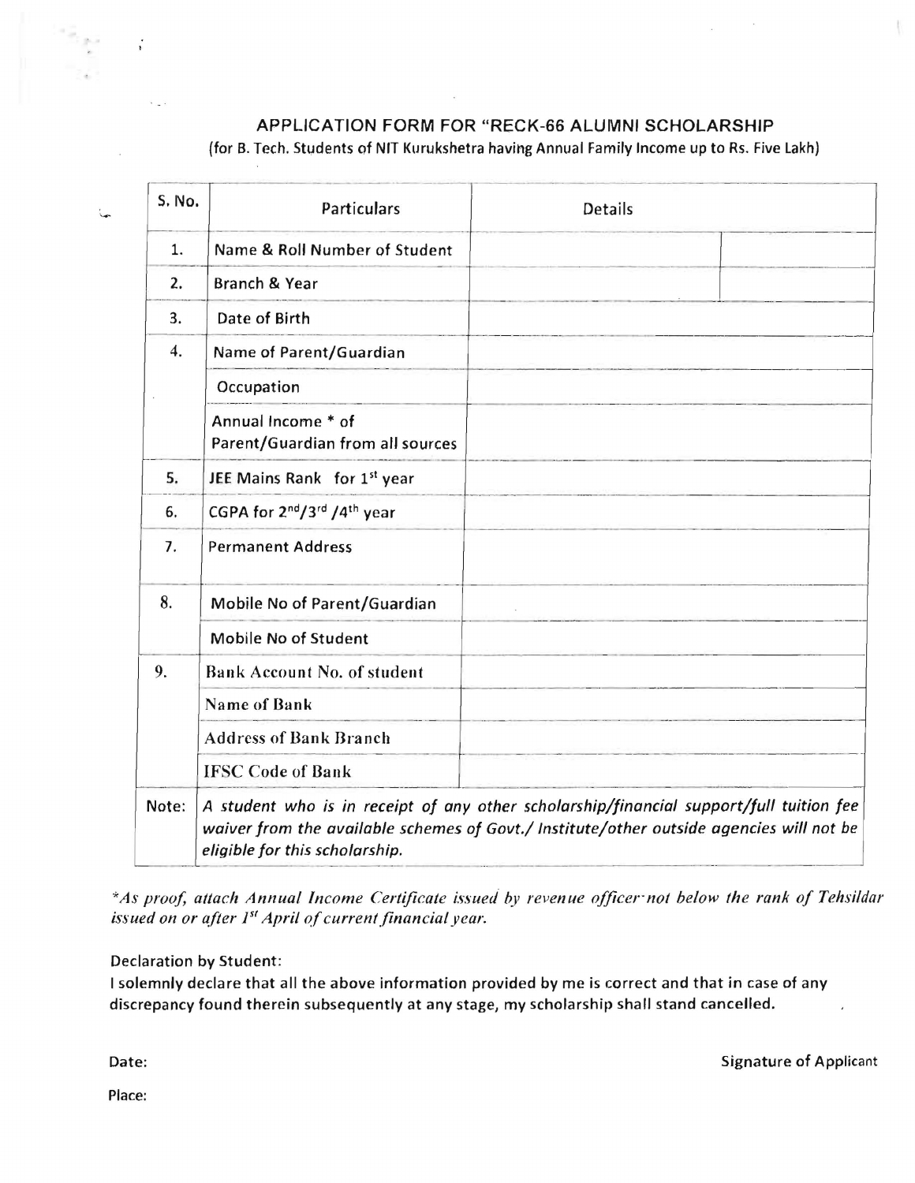## APPLICATION FORM FOR "RECK-66 ALUMNI SCHOLARSHIP

(for B. Tech. Students of NIT Kurukshetra having Annual Family Income up to Rs. Five Lakh)

| S. No. | Particulars | Details | |
|---|---|---|---|
| 1. | Name & Roll Number of Student | | |
| 2. | Branch & Year | | |
| 3. | Date of Birth | | |
| 4. | Name of Parent/Guardian | | |
| | Occupation | | |
| | Annual Income * of Parent/Guardian from all sources | | |
| 5. | JEE Mains Rank for 1st year | | |
| 6. | CGPA for 2nd/3rd /4th year | | |
| 7. | Permanent Address | | |
| 8. | Mobile No of Parent/Guardian | | |
| | Mobile No of Student | | |
| 9. | Bank Account No. of student | | |
| | Name of Bank | | |
| | Address of Bank Branch | | |
| | IFSC Code of Bank | | |
| Note: | *A student who is in receipt of any other scholarship/financial support/full tuition fee waiver from the available schemes of Govt./ Institute/other outside agencies will not be eligible for this scholarship.* | | |

*\*As proof, attach Annual Income Certificate issued by revenue officer not below the rank of Tehsildar issued on or after 1st April of current financial year.*

**Declaration by Student:**

**I solemnly declare that all the above information provided by me is correct and that in case of any discrepancy found therein subsequently at any stage, my scholarship shall stand cancelled.**

**Date:** **Signature of Applicant**

**Place:**